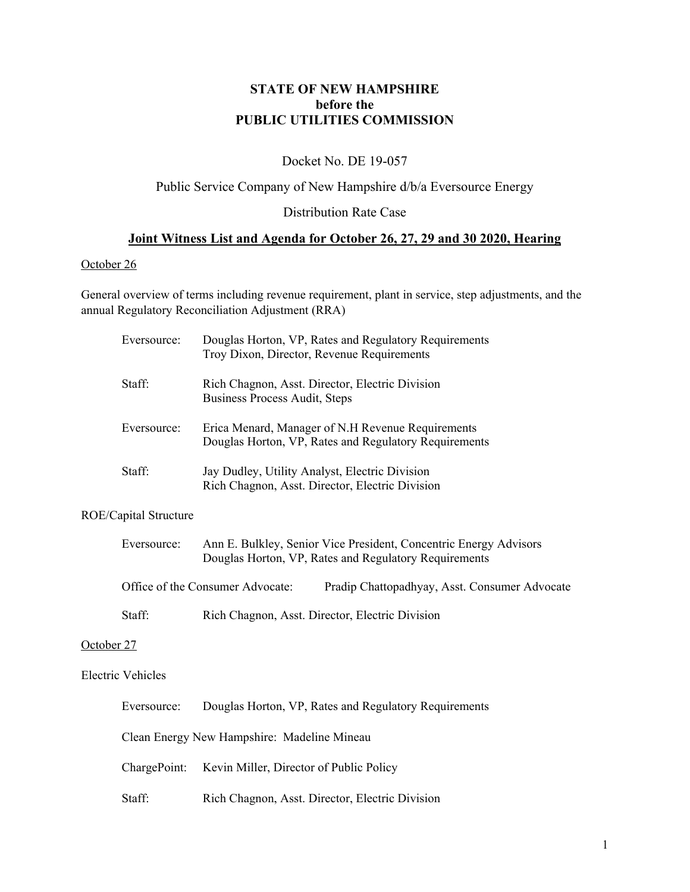**STATE OF NEW HAMPSHIRE**
**before the**
**PUBLIC UTILITIES COMMISSION**

Docket No. DE 19-057

Public Service Company of New Hampshire d/b/a Eversource Energy

Distribution Rate Case

**Joint Witness List and Agenda for October 26, 27, 29 and 30 2020, Hearing**

October 26

General overview of terms including revenue requirement, plant in service, step adjustments, and the annual Regulatory Reconciliation Adjustment (RRA)

Eversource: Douglas Horton, VP, Rates and Regulatory Requirements
Troy Dixon, Director, Revenue Requirements

Staff: Rich Chagnon, Asst. Director, Electric Division
Business Process Audit, Steps

Eversource: Erica Menard, Manager of N.H Revenue Requirements
Douglas Horton, VP, Rates and Regulatory Requirements

Staff: Jay Dudley, Utility Analyst, Electric Division
Rich Chagnon, Asst. Director, Electric Division

ROE/Capital Structure

Eversource: Ann E. Bulkley, Senior Vice President, Concentric Energy Advisors
Douglas Horton, VP, Rates and Regulatory Requirements

Office of the Consumer Advocate: Pradip Chattopadhyay, Asst. Consumer Advocate

Staff: Rich Chagnon, Asst. Director, Electric Division

October 27

Electric Vehicles

Eversource: Douglas Horton, VP, Rates and Regulatory Requirements

Clean Energy New Hampshire: Madeline Mineau

ChargePoint: Kevin Miller, Director of Public Policy

Staff: Rich Chagnon, Asst. Director, Electric Division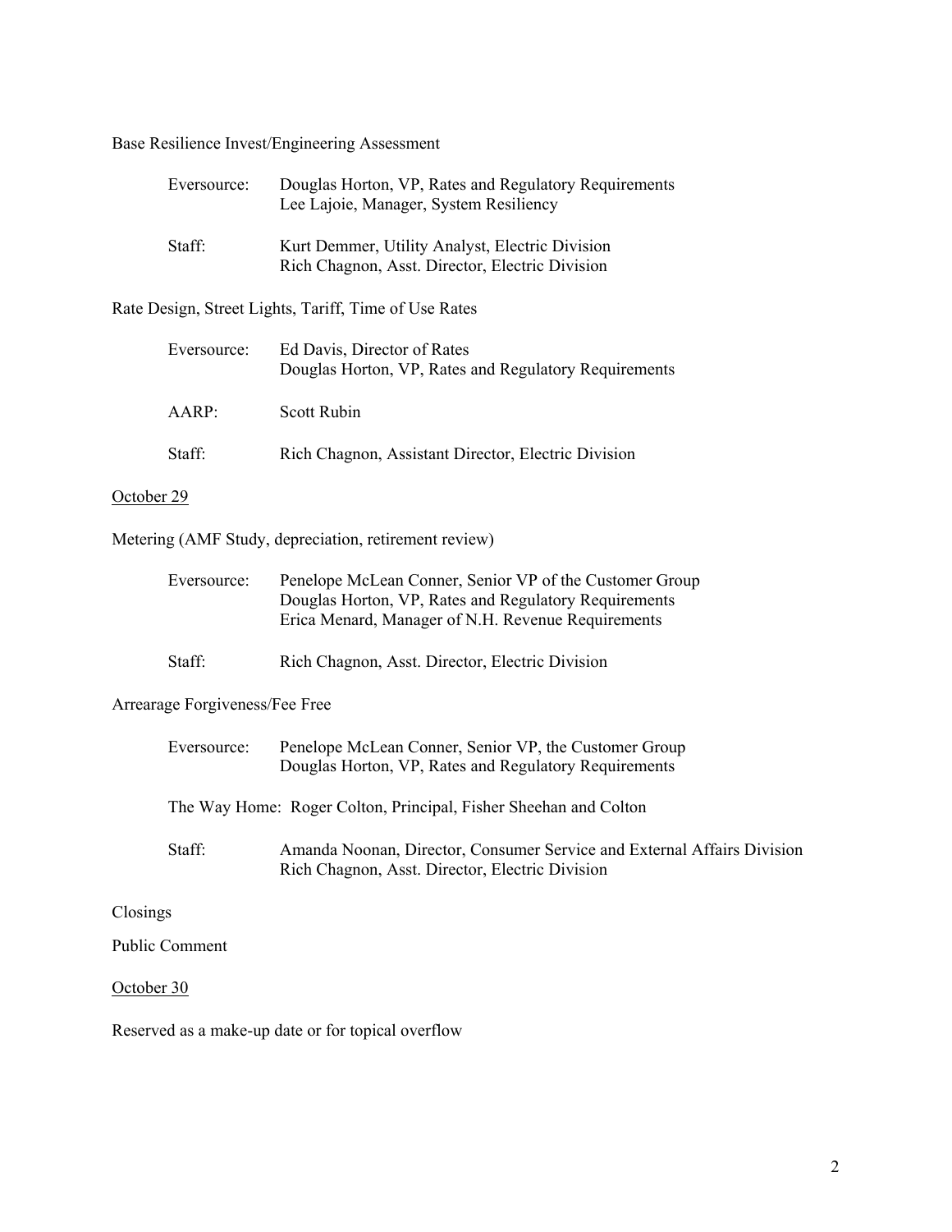Base Resilience Invest/Engineering Assessment

| | |
|---|---|
| Eversource: | Douglas Horton, VP, Rates and Regulatory Requirements<br>Lee Lajoie, Manager, System Resiliency |
| Staff: | Kurt Demmer, Utility Analyst, Electric Division<br>Rich Chagnon, Asst. Director, Electric Division |

Rate Design, Street Lights, Tariff, Time of Use Rates

| | |
|---|---|
| Eversource: | Ed Davis, Director of Rates<br>Douglas Horton, VP, Rates and Regulatory Requirements |
| AARP: | Scott Rubin |
| Staff: | Rich Chagnon, Assistant Director, Electric Division |

<u>October 29</u>

Metering (AMF Study, depreciation, retirement review)

| | |
|---|---|
| Eversource: | Penelope McLean Conner, Senior VP of the Customer Group<br>Douglas Horton, VP, Rates and Regulatory Requirements<br>Erica Menard, Manager of N.H. Revenue Requirements |
| Staff: | Rich Chagnon, Asst. Director, Electric Division |

Arrearage Forgiveness/Fee Free

| | |
|---|---|
| Eversource: | Penelope McLean Conner, Senior VP, the Customer Group<br>Douglas Horton, VP, Rates and Regulatory Requirements |

The Way Home: Roger Colton, Principal, Fisher Sheehan and Colton

| | |
|---|---|
| Staff: | Amanda Noonan, Director, Consumer Service and External Affairs Division<br>Rich Chagnon, Asst. Director, Electric Division |

Closings

Public Comment

<u>October 30</u>

Reserved as a make-up date or for topical overflow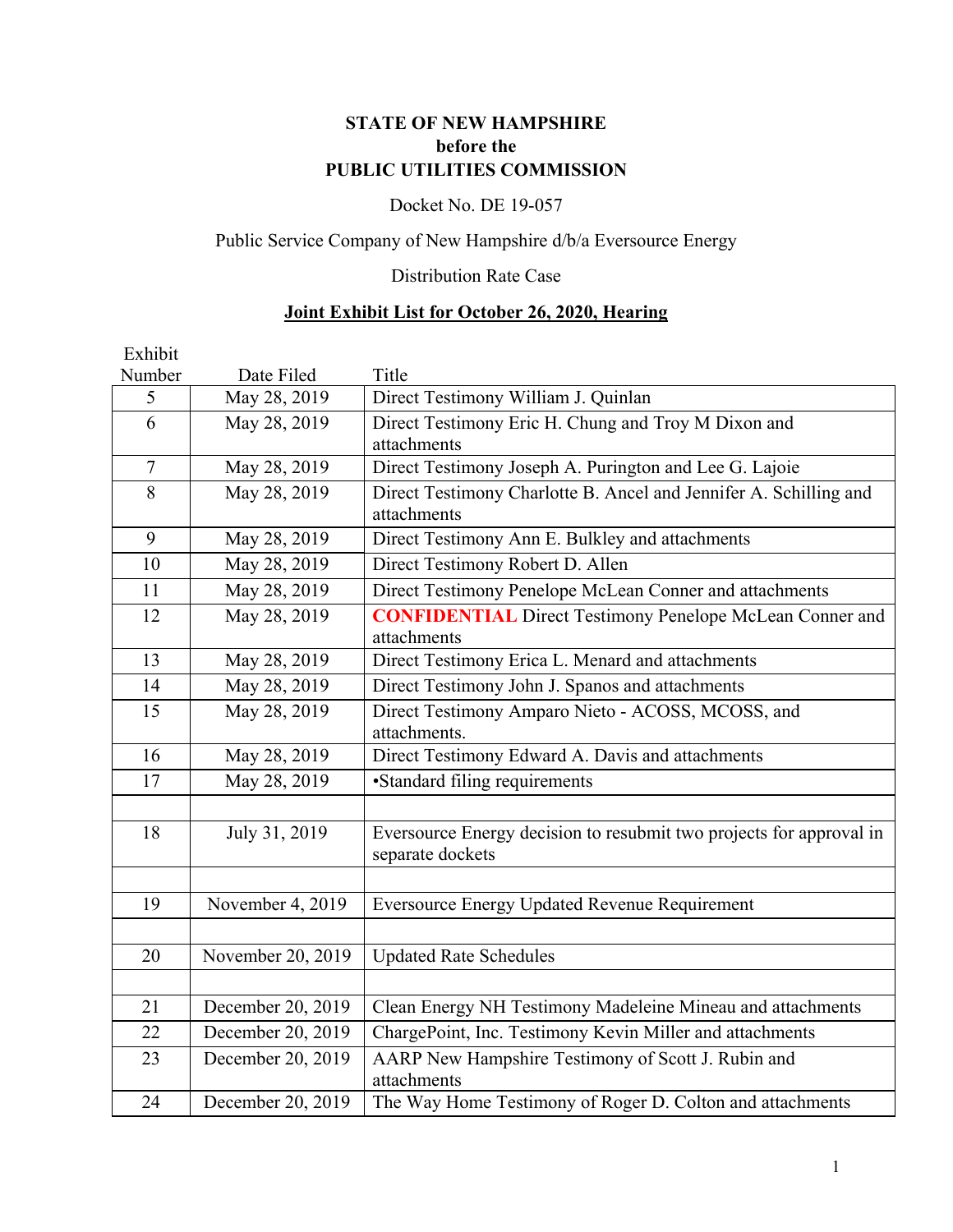**STATE OF NEW HAMPSHIRE**
**before the**
**PUBLIC UTILITIES COMMISSION**

Docket No. DE 19-057

Public Service Company of New Hampshire d/b/a Eversource Energy

Distribution Rate Case

**Joint Exhibit List for October 26, 2020, Hearing**

| Exhibit Number | Date Filed | Title |
|---|---|---|
| 5 | May 28, 2019 | Direct Testimony William J. Quinlan |
| 6 | May 28, 2019 | Direct Testimony Eric H. Chung and Troy M Dixon and attachments |
| 7 | May 28, 2019 | Direct Testimony Joseph A. Purington and Lee G. Lajoie |
| 8 | May 28, 2019 | Direct Testimony Charlotte B. Ancel and Jennifer A. Schilling and attachments |
| 9 | May 28, 2019 | Direct Testimony Ann E. Bulkley and attachments |
| 10 | May 28, 2019 | Direct Testimony Robert D. Allen |
| 11 | May 28, 2019 | Direct Testimony Penelope McLean Conner and attachments |
| 12 | May 28, 2019 | **CONFIDENTIAL** Direct Testimony Penelope McLean Conner and attachments |
| 13 | May 28, 2019 | Direct Testimony Erica L. Menard and attachments |
| 14 | May 28, 2019 | Direct Testimony John J. Spanos and attachments |
| 15 | May 28, 2019 | Direct Testimony Amparo Nieto - ACOSS, MCOSS, and attachments. |
| 16 | May 28, 2019 | Direct Testimony Edward A. Davis and attachments |
| 17 | May 28, 2019 | •Standard filing requirements |
| | | |
| 18 | July 31, 2019 | Eversource Energy decision to resubmit two projects for approval in separate dockets |
| | | |
| 19 | November 4, 2019 | Eversource Energy Updated Revenue Requirement |
| | | |
| 20 | November 20, 2019 | Updated Rate Schedules |
| | | |
| 21 | December 20, 2019 | Clean Energy NH Testimony Madeleine Mineau and attachments |
| 22 | December 20, 2019 | ChargePoint, Inc. Testimony Kevin Miller and attachments |
| 23 | December 20, 2019 | AARP New Hampshire Testimony of Scott J. Rubin and attachments |
| 24 | December 20, 2019 | The Way Home Testimony of Roger D. Colton and attachments |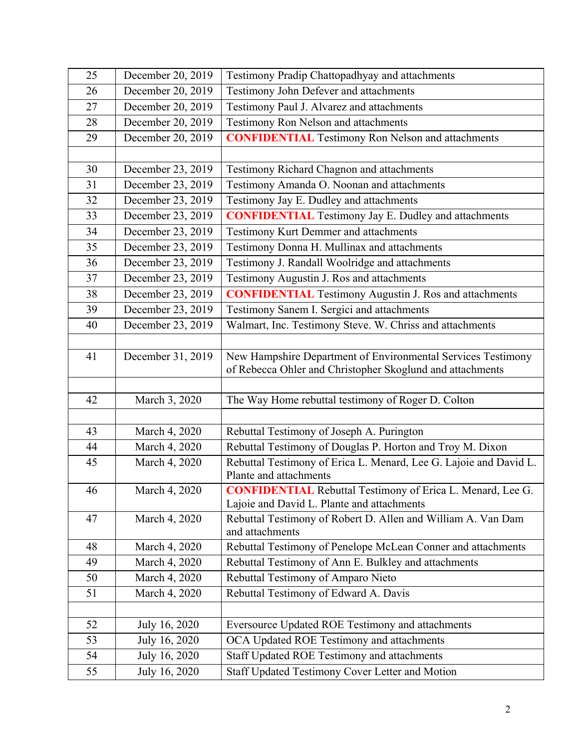| | | |
|---|---|---|
| 25 | December 20, 2019 | Testimony Pradip Chattopadhyay and attachments |
| 26 | December 20, 2019 | Testimony John Defever and attachments |
| 27 | December 20, 2019 | Testimony Paul J. Alvarez and attachments |
| 28 | December 20, 2019 | Testimony Ron Nelson and attachments |
| 29 | December 20, 2019 | **CONFIDENTIAL** Testimony Ron Nelson and attachments |
| | | |
| 30 | December 23, 2019 | Testimony Richard Chagnon and attachments |
| 31 | December 23, 2019 | Testimony Amanda O. Noonan and attachments |
| 32 | December 23, 2019 | Testimony Jay E. Dudley and attachments |
| 33 | December 23, 2019 | **CONFIDENTIAL** Testimony Jay E. Dudley and attachments |
| 34 | December 23, 2019 | Testimony Kurt Demmer and attachments |
| 35 | December 23, 2019 | Testimony Donna H. Mullinax and attachments |
| 36 | December 23, 2019 | Testimony J. Randall Woolridge and attachments |
| 37 | December 23, 2019 | Testimony Augustin J. Ros and attachments |
| 38 | December 23, 2019 | **CONFIDENTIAL** Testimony Augustin J. Ros and attachments |
| 39 | December 23, 2019 | Testimony Sanem I. Sergici and attachments |
| 40 | December 23, 2019 | Walmart, Inc. Testimony Steve. W. Chriss and attachments |
| | | |
| 41 | December 31, 2019 | New Hampshire Department of Environmental Services Testimony of Rebecca Ohler and Christopher Skoglund and attachments |
| | | |
| 42 | March 3, 2020 | The Way Home rebuttal testimony of Roger D. Colton |
| | | |
| 43 | March 4, 2020 | Rebuttal Testimony of Joseph A. Purington |
| 44 | March 4, 2020 | Rebuttal Testimony of Douglas P. Horton and Troy M. Dixon |
| 45 | March 4, 2020 | Rebuttal Testimony of Erica L. Menard, Lee G. Lajoie and David L. Plante and attachments |
| 46 | March 4, 2020 | **CONFIDENTIAL** Rebuttal Testimony of Erica L. Menard, Lee G. Lajoie and David L. Plante and attachments |
| 47 | March 4, 2020 | Rebuttal Testimony of Robert D. Allen and William A. Van Dam and attachments |
| 48 | March 4, 2020 | Rebuttal Testimony of Penelope McLean Conner and attachments |
| 49 | March 4, 2020 | Rebuttal Testimony of Ann E. Bulkley and attachments |
| 50 | March 4, 2020 | Rebuttal Testimony of Amparo Nieto |
| 51 | March 4, 2020 | Rebuttal Testimony of Edward A. Davis |
| | | |
| 52 | July 16, 2020 | Eversource Updated ROE Testimony and attachments |
| 53 | July 16, 2020 | OCA Updated ROE Testimony and attachments |
| 54 | July 16, 2020 | Staff Updated ROE Testimony and attachments |
| 55 | July 16, 2020 | Staff Updated Testimony Cover Letter and Motion |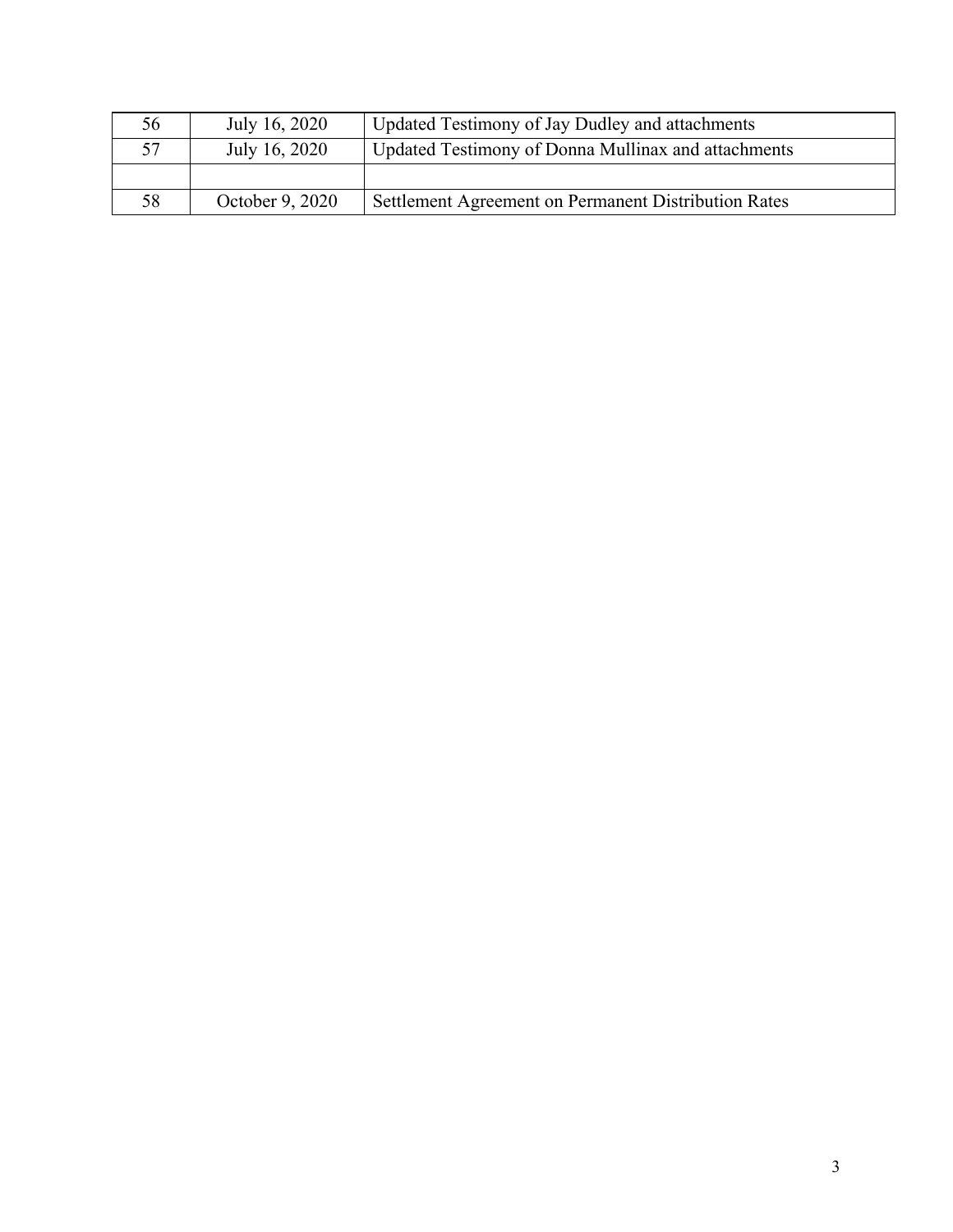| | | |
|---|---|---|
| 56 | July 16, 2020 | Updated Testimony of Jay Dudley and attachments |
| 57 | July 16, 2020 | Updated Testimony of Donna Mullinax and attachments |
| | | |
| 58 | October 9, 2020 | Settlement Agreement on Permanent Distribution Rates |